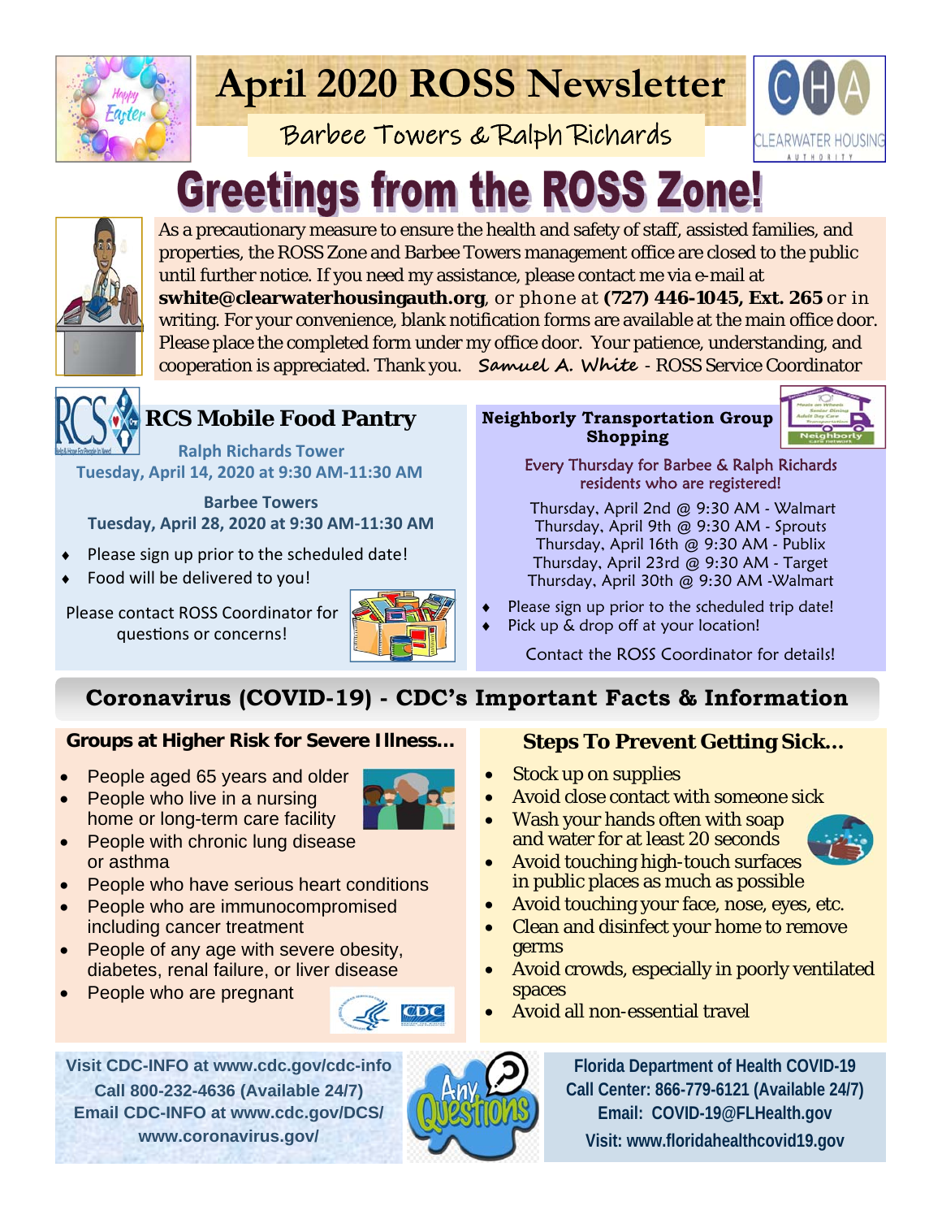# April 2020 ROSS Newsletter

Barbee Towers & Ralph Richards

# Greetings from the ROSS Zone!

As a precautionary measure to ensure the health and safety of staff, assisted families, and properties, the ROSS Zone and Barbee Towers management office are closed to the public until further notice. If you need my assistance, please contact me via e-mail at **swhite@clearwaterhousingauth.org**, or phone at **(727) 446-1045, Ext. 265** or in writing. For your convenience, blank notification forms are available at the main office door. Please place the completed form under my office door. Your patience, understanding, and cooperation is appreciated. Thank you. *Samuel A. White* - ROSS Service Coordinator

## RCS Mobile Food Pantry

**Ralph Richards Tower**
**Tuesday, April 14, 2020 at 9:30 AM-11:30 AM**

**Barbee Towers**
**Tuesday, April 28, 2020 at 9:30 AM-11:30 AM**

- Please sign up prior to the scheduled date!
- Food will be delivered to you!

Please contact ROSS Coordinator for questions or concerns!

## Neighborly Transportation Group Shopping

Every Thursday for Barbee & Ralph Richards residents who are registered!

Thursday, April 2nd @ 9:30 AM - Walmart
Thursday, April 9th @ 9:30 AM - Sprouts
Thursday, April 16th @ 9:30 AM - Publix
Thursday, April 23rd @ 9:30 AM - Target
Thursday, April 30th @ 9:30 AM -Walmart

- Please sign up prior to the scheduled trip date!
- Pick up & drop off at your location!

Contact the ROSS Coordinator for details!

## Coronavirus (COVID-19) - CDC's Important Facts & Information

### Groups at Higher Risk for Severe Illness...

- People aged 65 years and older
- People who live in a nursing home or long-term care facility
- People with chronic lung disease or asthma
- People who have serious heart conditions
- People who are immunocompromised including cancer treatment
- People of any age with severe obesity, diabetes, renal failure, or liver disease
- People who are pregnant

### Steps To Prevent Getting Sick...

- Stock up on supplies
- Avoid close contact with someone sick
- Wash your hands often with soap and water for at least 20 seconds
- Avoid touching high-touch surfaces in public places as much as possible
- Avoid touching your face, nose, eyes, etc.
- Clean and disinfect your home to remove germs
- Avoid crowds, especially in poorly ventilated spaces
- Avoid all non-essential travel

**Visit CDC-INFO at www.cdc.gov/cdc-info**
**Call 800-232-4636 (Available 24/7)**
**Email CDC-INFO at www.cdc.gov/DCS/**
**www.coronavirus.gov/**

Any Questions

**Florida Department of Health COVID-19**
**Call Center: 866-779-6121 (Available 24/7)**
**Email: COVID-19@FLHealth.gov**
**Visit: www.floridahealthcovid19.gov**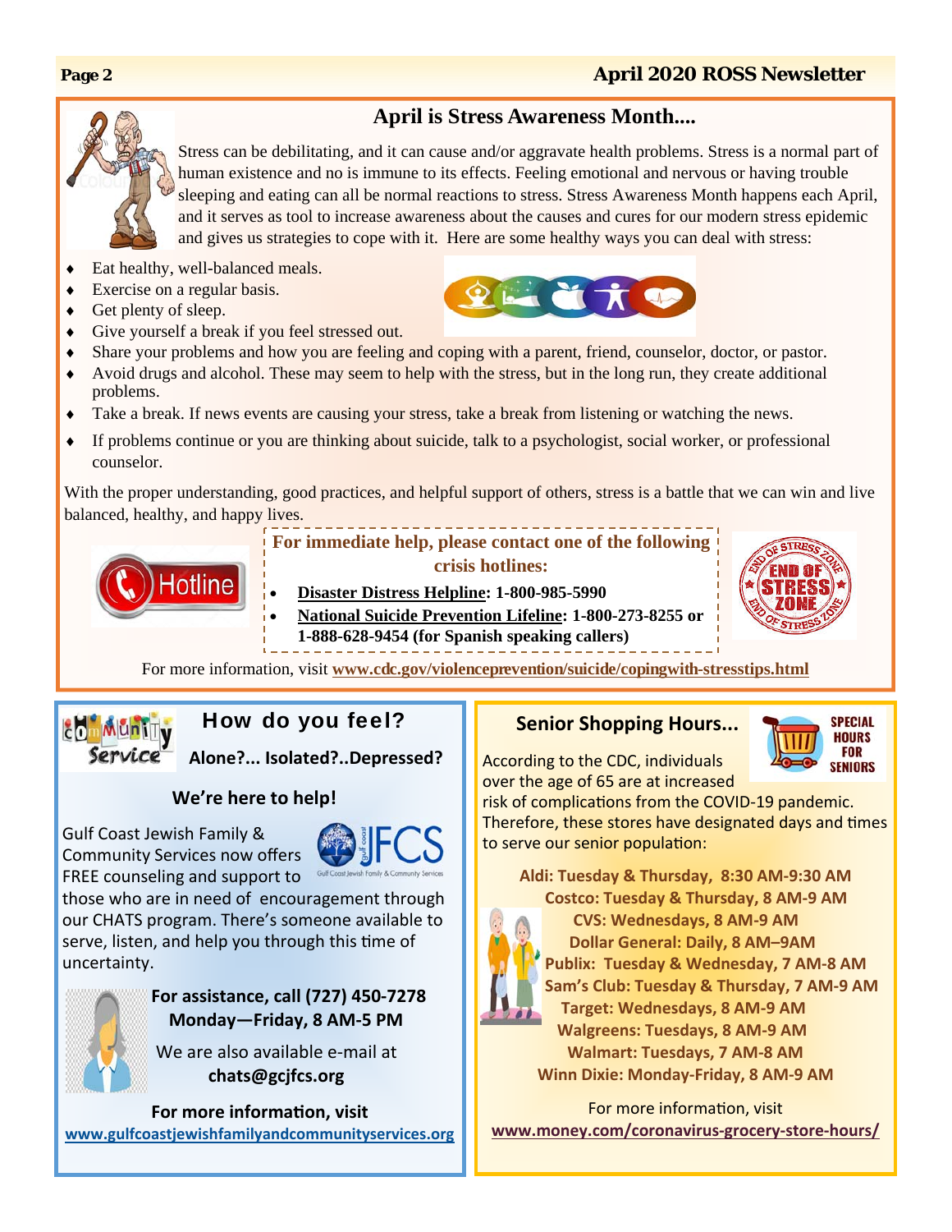## April is Stress Awareness Month....

Stress can be debilitating, and it can cause and/or aggravate health problems. Stress is a normal part of human existence and no is immune to its effects. Feeling emotional and nervous or having trouble sleeping and eating can all be normal reactions to stress. Stress Awareness Month happens each April, and it serves as tool to increase awareness about the causes and cures for our modern stress epidemic and gives us strategies to cope with it. Here are some healthy ways you can deal with stress:

- Eat healthy, well-balanced meals.
- Exercise on a regular basis.
- Get plenty of sleep.
- Give yourself a break if you feel stressed out.
- Share your problems and how you are feeling and coping with a parent, friend, counselor, doctor, or pastor.
- Avoid drugs and alcohol. These may seem to help with the stress, but in the long run, they create additional problems.
- Take a break. If news events are causing your stress, take a break from listening or watching the news.
- If problems continue or you are thinking about suicide, talk to a psychologist, social worker, or professional counselor.

With the proper understanding, good practices, and helpful support of others, stress is a battle that we can win and live balanced, healthy, and happy lives.

Hotline

**For immediate help, please contact one of the following crisis hotlines:**

- **Disaster Distress Helpline: 1-800-985-5990**
- **National Suicide Prevention Lifeline: 1-800-273-8255 or 1-888-628-9454 (for Spanish speaking callers)**

END OF STRESS ZONE

For more information, visit **www.cdc.gov/violenceprevention/suicide/copingwith-stresstips.html**

## How do you feel?

**Alone?... Isolated?..Depressed?**

**We're here to help!**

Gulf Coast Jewish Family & Community Services now offers FREE counseling and support to those who are in need of encouragement through our CHATS program. There's someone available to serve, listen, and help you through this time of uncertainty.

**For assistance, call (727) 450-7278**
**Monday—Friday, 8 AM-5 PM**

We are also available e-mail at **chats@gcjfcs.org**

**For more information, visit**
**www.gulfcoastjewishfamilyandcommunityservices.org**

## Senior Shopping Hours...

SPECIAL HOURS FOR SENIORS

According to the CDC, individuals over the age of 65 are at increased risk of complications from the COVID-19 pandemic. Therefore, these stores have designated days and times to serve our senior population:

**Aldi: Tuesday & Thursday, 8:30 AM-9:30 AM**
**Costco: Tuesday & Thursday, 8 AM-9 AM**
**CVS: Wednesdays, 8 AM-9 AM**
**Dollar General: Daily, 8 AM–9AM**
**Publix: Tuesday & Wednesday, 7 AM-8 AM**
**Sam's Club: Tuesday & Thursday, 7 AM-9 AM**
**Target: Wednesdays, 8 AM-9 AM**
**Walgreens: Tuesdays, 8 AM-9 AM**
**Walmart: Tuesdays, 7 AM-8 AM**
**Winn Dixie: Monday-Friday, 8 AM-9 AM**

For more information, visit
**www.money.com/coronavirus-grocery-store-hours/**